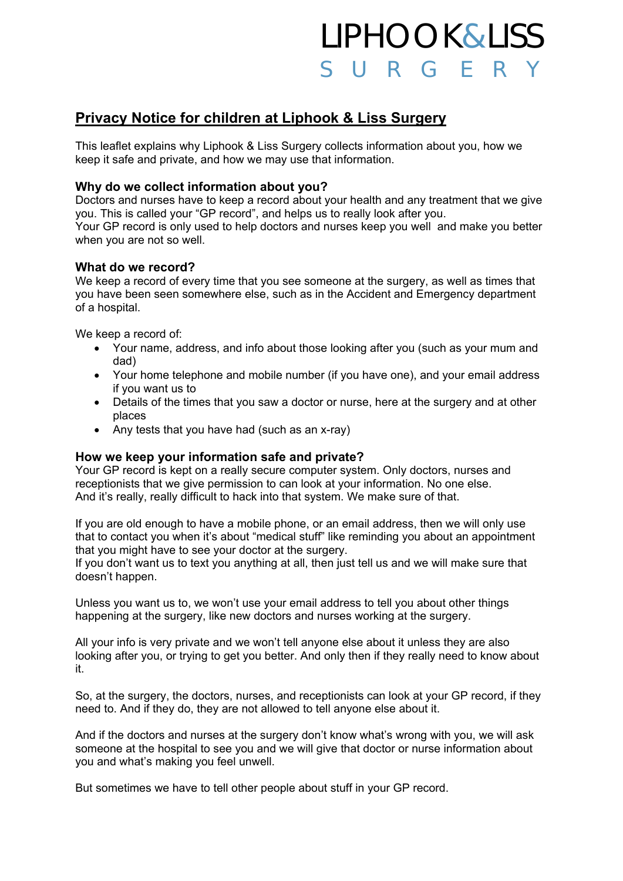LIPHOOK & LISS
SURGERY

# Privacy Notice for children at Liphook & Liss Surgery

This leaflet explains why Liphook & Liss Surgery collects information about you, how we keep it safe and private, and how we may use that information.

### Why do we collect information about you?

Doctors and nurses have to keep a record about your health and any treatment that we give you. This is called your "GP record", and helps us to really look after you.
Your GP record is only used to help doctors and nurses keep you well and make you better when you are not so well.

### What do we record?

We keep a record of every time that you see someone at the surgery, as well as times that you have been seen somewhere else, such as in the Accident and Emergency department of a hospital.

We keep a record of:

- Your name, address, and info about those looking after you (such as your mum and dad)
- Your home telephone and mobile number (if you have one), and your email address if you want us to
- Details of the times that you saw a doctor or nurse, here at the surgery and at other places
- Any tests that you have had (such as an x-ray)

### How we keep your information safe and private?

Your GP record is kept on a really secure computer system. Only doctors, nurses and receptionists that we give permission to can look at your information. No one else.
And it's really, really difficult to hack into that system. We make sure of that.

If you are old enough to have a mobile phone, or an email address, then we will only use that to contact you when it's about "medical stuff" like reminding you about an appointment that you might have to see your doctor at the surgery.
If you don't want us to text you anything at all, then just tell us and we will make sure that doesn't happen.

Unless you want us to, we won't use your email address to tell you about other things happening at the surgery, like new doctors and nurses working at the surgery.

All your info is very private and we won't tell anyone else about it unless they are also looking after you, or trying to get you better. And only then if they really need to know about it.

So, at the surgery, the doctors, nurses, and receptionists can look at your GP record, if they need to. And if they do, they are not allowed to tell anyone else about it.

And if the doctors and nurses at the surgery don't know what's wrong with you, we will ask someone at the hospital to see you and we will give that doctor or nurse information about you and what's making you feel unwell.

But sometimes we have to tell other people about stuff in your GP record.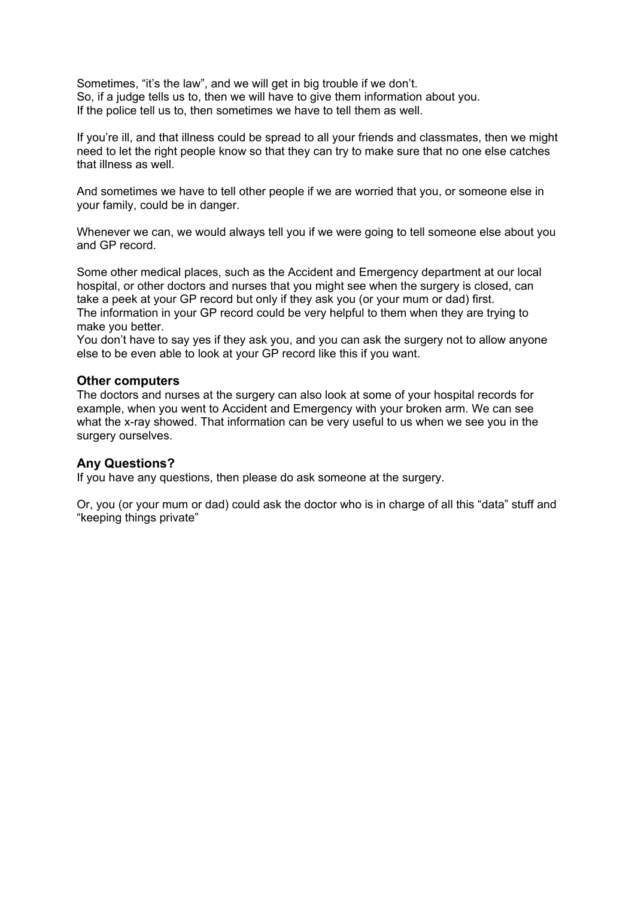Sometimes, “it’s the law”, and we will get in big trouble if we don’t.
So, if a judge tells us to, then we will have to give them information about you.
If the police tell us to, then sometimes we have to tell them as well.

If you’re ill, and that illness could be spread to all your friends and classmates, then we might need to let the right people know so that they can try to make sure that no one else catches that illness as well.

And sometimes we have to tell other people if we are worried that you, or someone else in your family, could be in danger.

Whenever we can, we would always tell you if we were going to tell someone else about you and GP record.

Some other medical places, such as the Accident and Emergency department at our local hospital, or other doctors and nurses that you might see when the surgery is closed, can take a peek at your GP record but only if they ask you (or your mum or dad) first.
The information in your GP record could be very helpful to them when they are trying to make you better.
You don’t have to say yes if they ask you, and you can ask the surgery not to allow anyone else to be even able to look at your GP record like this if you want.

### Other computers

The doctors and nurses at the surgery can also look at some of your hospital records for example, when you went to Accident and Emergency with your broken arm. We can see what the x-ray showed. That information can be very useful to us when we see you in the surgery ourselves.

### Any Questions?

If you have any questions, then please do ask someone at the surgery.

Or, you (or your mum or dad) could ask the doctor who is in charge of all this “data” stuff and “keeping things private”